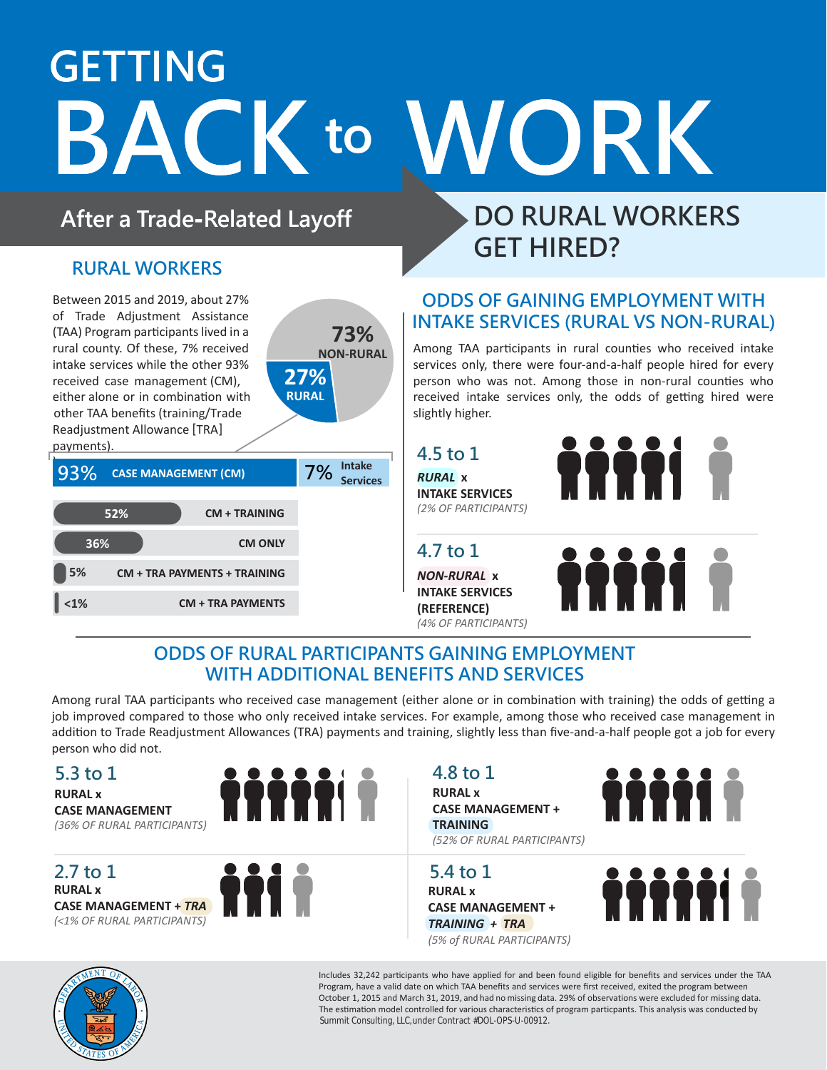# GETTING BACK to WORK

## After a Trade-Related Layoff

## RURAL WORKERS

Between 2015 and 2019, about 27% of Trade Adjustment Assistance (TAA) Program participants lived in a rural county. Of these, 7% received intake services while the other 93% received case management (CM), either alone or in combination with other TAA benefits (training/Trade Readjustment Allowance [TRA] payments).

73% NON-RURAL

27% RURAL

| 93% CASE MANAGEMENT (CM) | 7% Intake Services |
|---|---|

| % | Service |
|---|---|
| 52% | CM + TRAINING |
| 36% | CM ONLY |
| 5% | CM + TRA PAYMENTS + TRAINING |
| <1% | CM + TRA PAYMENTS |

## DO RURAL WORKERS GET HIRED?

### ODDS OF GAINING EMPLOYMENT WITH INTAKE SERVICES (RURAL VS NON-RURAL)

Among TAA participants in rural counties who received intake services only, there were four-and-a-half people hired for every person who was not. Among those in non-rural counties who received intake services only, the odds of getting hired were slightly higher.

**4.5 to 1**
***RURAL*** **x INTAKE SERVICES**
*(2% OF PARTICIPANTS)*

**4.7 to 1**
***NON-RURAL*** **x INTAKE SERVICES (REFERENCE)**
*(4% OF PARTICIPANTS)*

### ODDS OF RURAL PARTICIPANTS GAINING EMPLOYMENT WITH ADDITIONAL BENEFITS AND SERVICES

Among rural TAA participants who received case management (either alone or in combination with training) the odds of getting a job improved compared to those who only received intake services. For example, among those who received case management in addition to Trade Readjustment Allowances (TRA) payments and training, slightly less than five-and-a-half people got a job for every person who did not.

**5.3 to 1**
**RURAL x CASE MANAGEMENT**
*(36% OF RURAL PARTICIPANTS)*

**4.8 to 1**
**RURAL x CASE MANAGEMENT + TRAINING**
*(52% OF RURAL PARTICIPANTS)*

**2.7 to 1**
**RURAL x CASE MANAGEMENT + *TRA***
*(<1% OF RURAL PARTICIPANTS)*

**5.4 to 1**
**RURAL x CASE MANAGEMENT + *TRAINING* + *TRA***
*(5% of RURAL PARTICIPANTS)*

Includes 32,242 participants who have applied for and been found eligible for benefits and services under the TAA Program, have a valid date on which TAA benefits and services were first received, exited the program between October 1, 2015 and March 31, 2019, and had no missing data. 29% of observations were excluded for missing data. The estimation model controlled for various characteristics of program particpants. This analysis was conducted by Summit Consulting, LLC, under Contract #DOL-OPS-U-00912.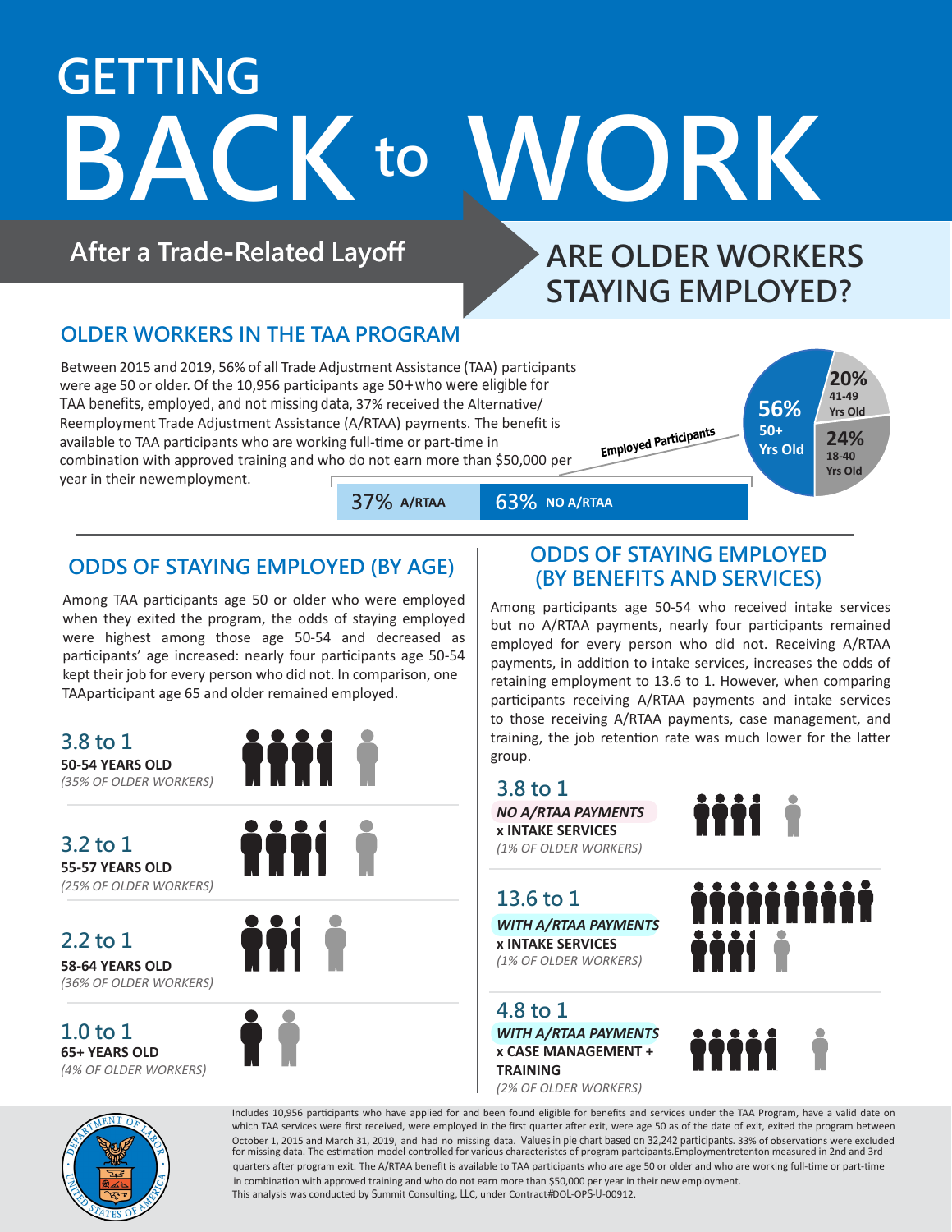# GETTING BACK to WORK

## After a Trade-Related Layoff

## ARE OLDER WORKERS STAYING EMPLOYED?

### OLDER WORKERS IN THE TAA PROGRAM

Between 2015 and 2019, 56% of all Trade Adjustment Assistance (TAA) participants were age 50 or older. Of the 10,956 participants age 50+ who were eligible for TAA benefits, employed, and not missing data, 37% received the Alternative/Reemployment Trade Adjustment Assistance (A/RTAA) payments. The benefit is available to TAA participants who are working full-time or part-time in combination with approved training and who do not earn more than $50,000 per year in their newemployment.

Employed Participants

| Age group | Share |
| --- | --- |
| 50+ Yrs Old | 56% |
| 41-49 Yrs Old | 20% |
| 18-40 Yrs Old | 24% |

| A/RTAA | NO A/RTAA |
| --- | --- |
| 37% | 63% |

### ODDS OF STAYING EMPLOYED (BY AGE)

Among TAA participants age 50 or older who were employed when they exited the program, the odds of staying employed were highest among those age 50-54 and decreased as participants' age increased: nearly four participants age 50-54 kept their job for every person who did not. In comparison, one TAAparticipant age 65 and older remained employed.

**3.8 to 1**
**50-54 YEARS OLD**
*(35% OF OLDER WORKERS)*

**3.2 to 1**
**55-57 YEARS OLD**
*(25% OF OLDER WORKERS)*

**2.2 to 1**
**58-64 YEARS OLD**
*(36% OF OLDER WORKERS)*

**1.0 to 1**
**65+ YEARS OLD**
*(4% OF OLDER WORKERS)*

### ODDS OF STAYING EMPLOYED (BY BENEFITS AND SERVICES)

Among participants age 50-54 who received intake services but no A/RTAA payments, nearly four participants remained employed for every person who did not. Receiving A/RTAA payments, in addition to intake services, increases the odds of retaining employment to 13.6 to 1. However, when comparing participants receiving A/RTAA payments and intake services to those receiving A/RTAA payments, case management, and training, the job retention rate was much lower for the latter group.

**3.8 to 1**
***NO A/RTAA PAYMENTS***
**x INTAKE SERVICES**
*(1% OF OLDER WORKERS)*

**13.6 to 1**
***WITH A/RTAA PAYMENTS***
**x INTAKE SERVICES**
*(1% OF OLDER WORKERS)*

**4.8 to 1**
***WITH A/RTAA PAYMENTS***
**x CASE MANAGEMENT + TRAINING**
*(2% OF OLDER WORKERS)*

Includes 10,956 participants who have applied for and been found eligible for benefits and services under the TAA Program, have a valid date on which TAA services were first received, were employed in the first quarter after exit, were age 50 as of the date of exit, exited the program between October 1, 2015 and March 31, 2019, and had no missing data. Values in pie chart based on 32,242 participants. 33% of observations were excluded for missing data. The estimation model controlled for various characteristcs of program partcipants.Employmentretenton measured in 2nd and 3rd quarters after program exit. The A/RTAA benefit is available to TAA participants who are age 50 or older and who are working full-time or part-time in combination with approved training and who do not earn more than $50,000 per year in their new employment.
This analysis was conducted by Summit Consulting, LLC, under Contract#DOL-OPS-U-00912.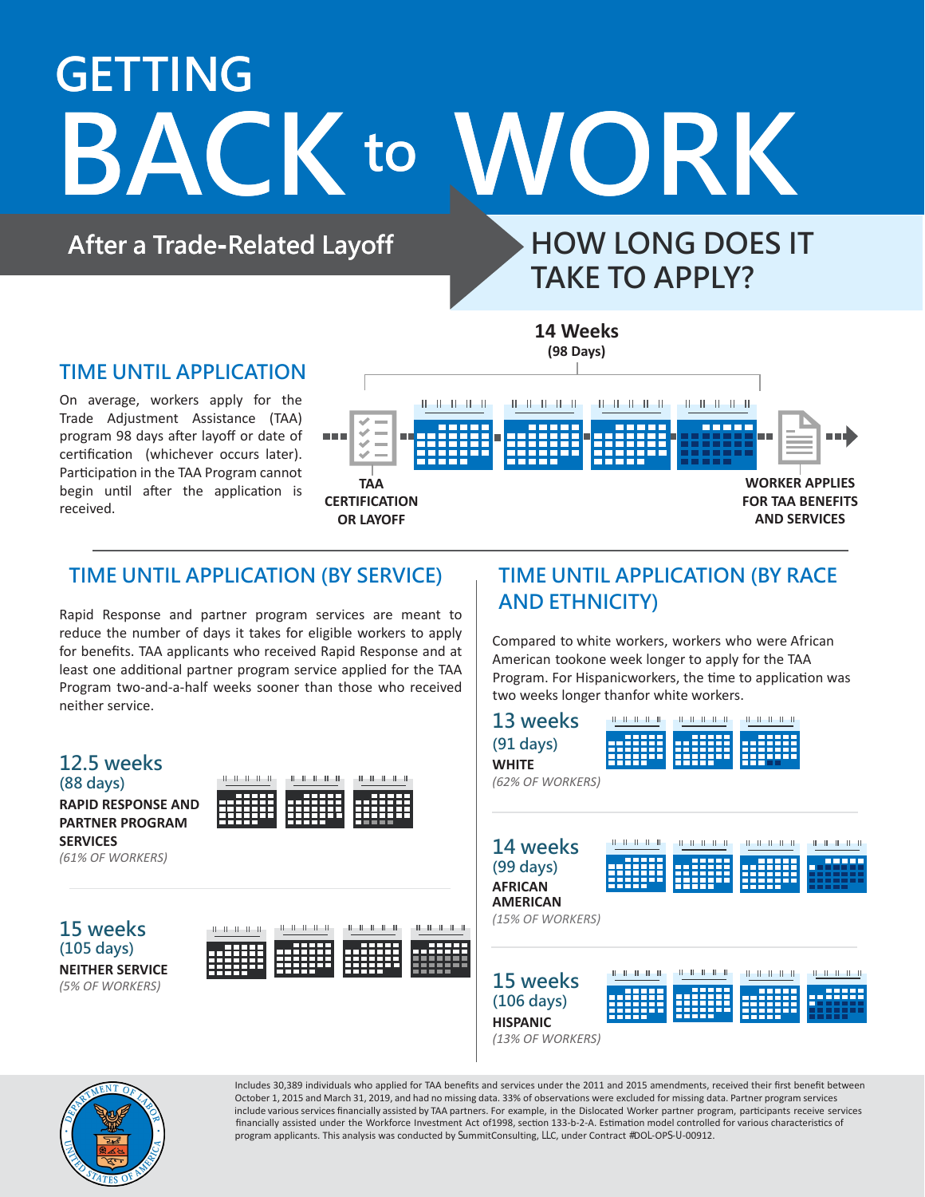# GETTING BACK to WORK

## After a Trade-Related Layoff

## HOW LONG DOES IT TAKE TO APPLY?

### TIME UNTIL APPLICATION

On average, workers apply for the Trade Adjustment Assistance (TAA) program 98 days after layoff or date of certification (whichever occurs later). Participation in the TAA Program cannot begin until after the application is received.

**14 Weeks**
**(98 Days)**

**TAA CERTIFICATION OR LAYOFF**

**WORKER APPLIES FOR TAA BENEFITS AND SERVICES**

### TIME UNTIL APPLICATION (BY SERVICE)

Rapid Response and partner program services are meant to reduce the number of days it takes for eligible workers to apply for benefits. TAA applicants who received Rapid Response and at least one additional partner program service applied for the TAA Program two-and-a-half weeks sooner than those who received neither service.

12.5 weeks
(88 days)
**RAPID RESPONSE AND PARTNER PROGRAM SERVICES**
*(61% OF WORKERS)*

15 weeks
(105 days)
**NEITHER SERVICE**
*(5% OF WORKERS)*

### TIME UNTIL APPLICATION (BY RACE AND ETHNICITY)

Compared to white workers, workers who were African American tookone week longer to apply for the TAA Program. For Hispanicworkers, the time to application was two weeks longer thanfor white workers.

13 weeks
(91 days)
**WHITE**
*(62% OF WORKERS)*

14 weeks
(99 days)
**AFRICAN AMERICAN**
*(15% OF WORKERS)*

15 weeks
(106 days)
**HISPANIC**
*(13% OF WORKERS)*

Includes 30,389 individuals who applied for TAA benefits and services under the 2011 and 2015 amendments, received their first benefit between October 1, 2015 and March 31, 2019, and had no missing data. 33% of observations were excluded for missing data. Partner program services include various services financially assisted by TAA partners. For example, in the Dislocated Worker partner program, participants receive services financially assisted under the Workforce Investment Act of1998, section 133-b-2-A. Estimation model controlled for various characteristics of program applicants. This analysis was conducted by SummitConsulting, LLC, under Contract #DOL-OPS-U-00912.